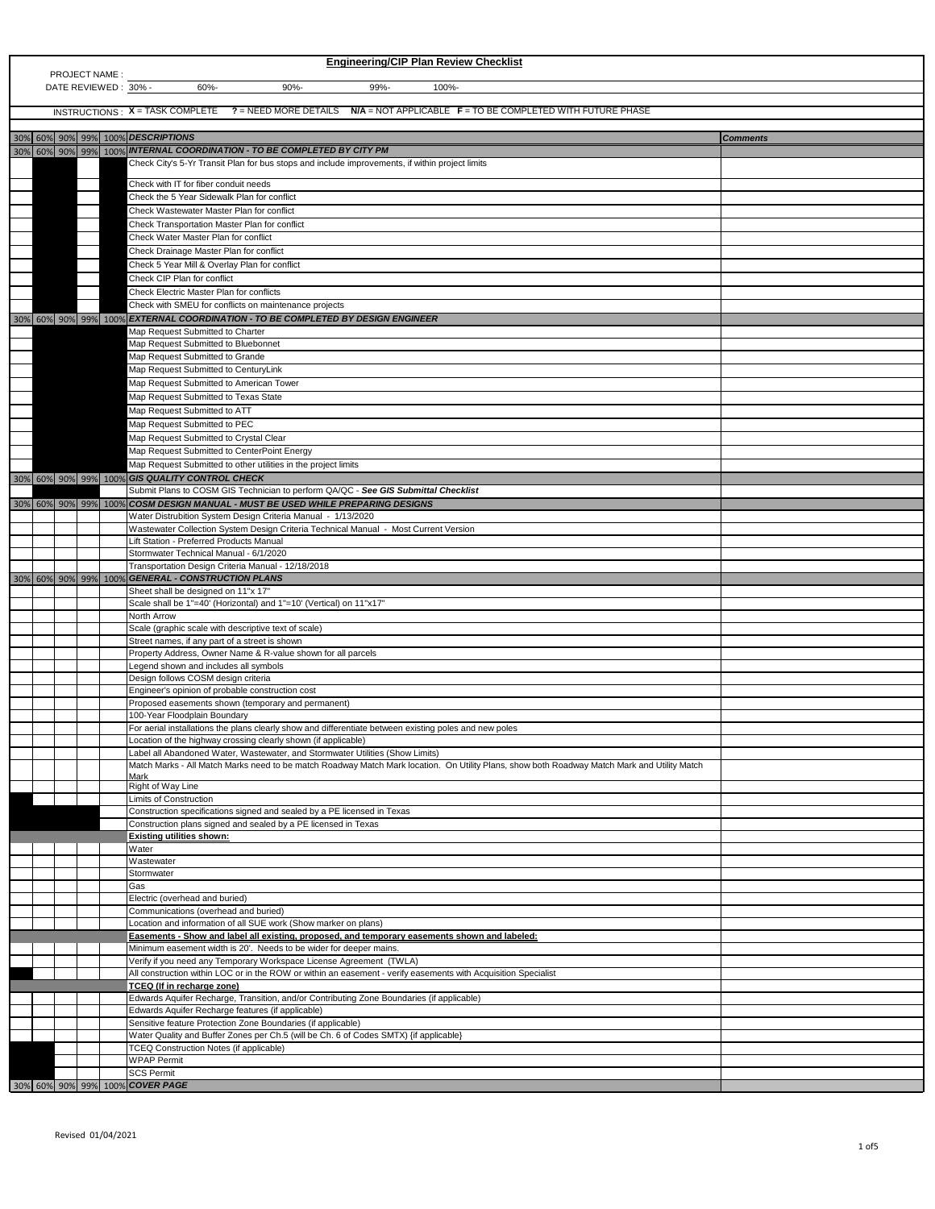# Engineering/CIP Plan Review Checklist

PROJECT NAME :

DATE REVIEWED : 30% - 60%- 90%- 99%- 100%-

INSTRUCTIONS : **X** = TASK COMPLETE **?** = NEED MORE DETAILS **N/A** = NOT APPLICABLE **F** = TO BE COMPLETED WITH FUTURE PHASE

| 30% | 60% | 90% | 99% | 100% | DESCRIPTIONS | Comments |
|---|---|---|---|---|---|---|
| 30% | 60% | 90% | 99% | 100% | **INTERNAL COORDINATION - TO BE COMPLETED BY CITY PM** | |
| | | | | | Check City's 5-Yr Transit Plan for bus stops and include improvements, if within project limits | |
| | | | | | Check with IT for fiber conduit needs | |
| | | | | | Check the 5 Year Sidewalk Plan for conflict | |
| | | | | | Check Wastewater Master Plan for conflict | |
| | | | | | Check Transportation Master Plan for conflict | |
| | | | | | Check Water Master Plan for conflict | |
| | | | | | Check Drainage Master Plan for conflict | |
| | | | | | Check 5 Year Mill & Overlay Plan for conflict | |
| | | | | | Check CIP Plan for conflict | |
| | | | | | Check Electric Master Plan for conflicts | |
| | | | | | Check with SMEU for conflicts on maintenance projects | |
| 30% | 60% | 90% | 99% | 100% | **EXTERNAL COORDINATION - TO BE COMPLETED BY DESIGN ENGINEER** | |
| | | | | | Map Request Submitted to Charter | |
| | | | | | Map Request Submitted to Bluebonnet | |
| | | | | | Map Request Submitted to Grande | |
| | | | | | Map Request Submitted to CenturyLink | |
| | | | | | Map Request Submitted to American Tower | |
| | | | | | Map Request Submitted to Texas State | |
| | | | | | Map Request Submitted to ATT | |
| | | | | | Map Request Submitted to PEC | |
| | | | | | Map Request Submitted to Crystal Clear | |
| | | | | | Map Request Submitted to CenterPoint Energy | |
| | | | | | Map Request Submitted to other utilities in the project limits | |
| 30% | 60% | 90% | 99% | 100% | **GIS QUALITY CONTROL CHECK** | |
| | | | | | Submit Plans to COSM GIS Technician to perform QA/QC - ***See GIS Submittal Checklist*** | |
| 30% | 60% | 90% | 99% | 100% | **COSM DESIGN MANUAL - MUST BE USED WHILE PREPARING DESIGNS** | |
| | | | | | Water Distrubition System Design Criteria Manual - 1/13/2020 | |
| | | | | | Wastewater Collection System Design Criteria Technical Manual - Most Current Version | |
| | | | | | Lift Station - Preferred Products Manual | |
| | | | | | Stormwater Technical Manual - 6/1/2020 | |
| | | | | | Transportation Design Criteria Manual - 12/18/2018 | |
| 30% | 60% | 90% | 99% | 100% | **GENERAL - CONSTRUCTION PLANS** | |
| | | | | | Sheet shall be designed on 11"x 17" | |
| | | | | | Scale shall be 1"=40' (Horizontal) and 1"=10' (Vertical) on 11"x17" | |
| | | | | | North Arrow | |
| | | | | | Scale (graphic scale with descriptive text of scale) | |
| | | | | | Street names, if any part of a street is shown | |
| | | | | | Property Address, Owner Name & R-value shown for all parcels | |
| | | | | | Legend shown and includes all symbols | |
| | | | | | Design follows COSM design criteria | |
| | | | | | Engineer's opinion of probable construction cost | |
| | | | | | Proposed easements shown (temporary and permanent) | |
| | | | | | 100-Year Floodplain Boundary | |
| | | | | | For aerial installations the plans clearly show and differentiate between existing poles and new poles | |
| | | | | | Location of the highway crossing clearly shown (if applicable) | |
| | | | | | Label all Abandoned Water, Wastewater, and Stormwater Utilities (Show Limits) | |
| | | | | | Match Marks - All Match Marks need to be match Roadway Match Mark location. On Utility Plans, show both Roadway Match Mark and Utility Match Mark | |
| | | | | | Right of Way Line | |
| | | | | | Limits of Construction | |
| | | | | | Construction specifications signed and sealed by a PE licensed in Texas | |
| | | | | | Construction plans signed and sealed by a PE licensed in Texas | |
| | | | | | **Existing utilities shown:** | |
| | | | | | Water | |
| | | | | | Wastewater | |
| | | | | | Stormwater | |
| | | | | | Gas | |
| | | | | | Electric (overhead and buried) | |
| | | | | | Communications (overhead and buried) | |
| | | | | | Location and information of all SUE work (Show marker on plans) | |
| | | | | | **Easements - Show and label all existing, proposed, and temporary easements shown and labeled:** | |
| | | | | | Minimum easement width is 20'. Needs to be wider for deeper mains. | |
| | | | | | Verify if you need any Temporary Workspace License Agreement (TWLA) | |
| | | | | | All construction within LOC or in the ROW or within an easement - verify easements with Acquisition Specialist | |
| | | | | | **TCEQ (If in recharge zone)** | |
| | | | | | Edwards Aquifer Recharge, Transition, and/or Contributing Zone Boundaries (if applicable) | |
| | | | | | Edwards Aquifer Recharge features (if applicable) | |
| | | | | | Sensitive feature Protection Zone Boundaries (if applicable) | |
| | | | | | Water Quality and Buffer Zones per Ch.5 (will be Ch. 6 of Codes SMTX) {if applicable} | |
| | | | | | TCEQ Construction Notes (if applicable) | |
| | | | | | WPAP Permit | |
| | | | | | SCS Permit | |
| 30% | 60% | 90% | 99% | 100% | **COVER PAGE** | |

Revised 01/04/2021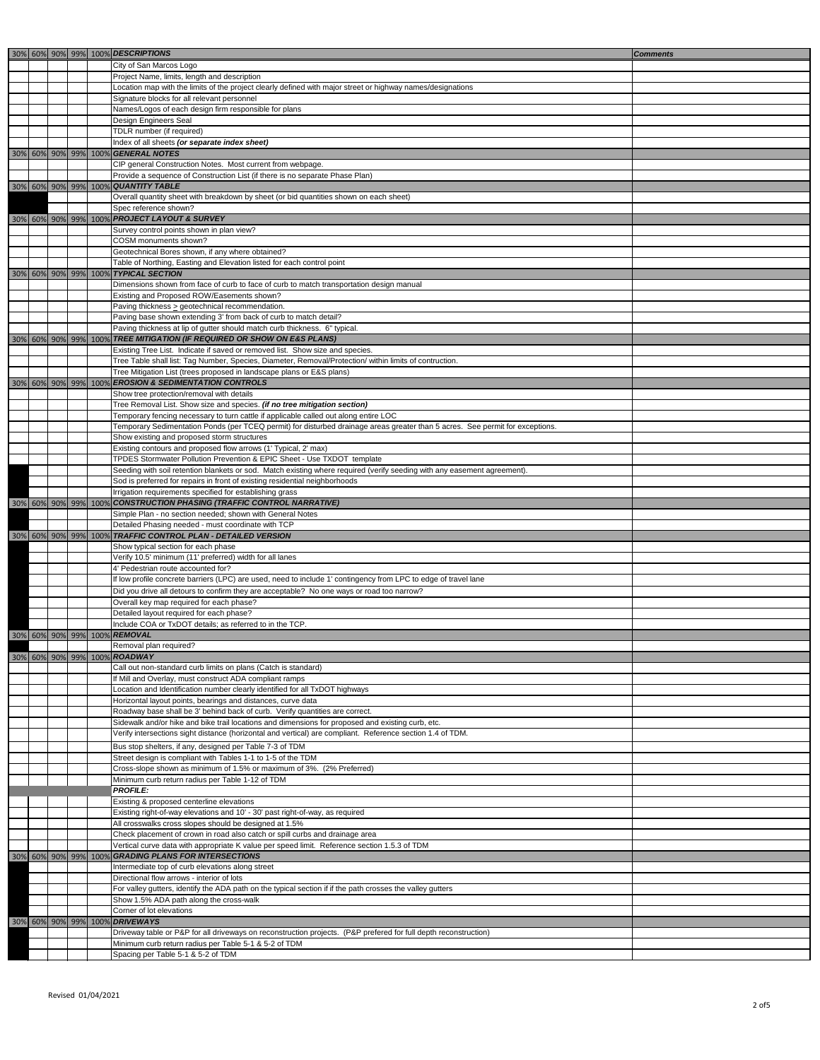| 30% | 60% | 90% | 99% | 100% | ***DESCRIPTIONS*** | ***Comments*** |
|---|---|---|---|---|---|---|
| | | | | | City of San Marcos Logo | |
| | | | | | Project Name, limits, length and description | |
| | | | | | Location map with the limits of the project clearly defined with major street or highway names/designations | |
| | | | | | Signature blocks for all relevant personnel | |
| | | | | | Names/Logos of each design firm responsible for plans | |
| | | | | | Design Engineers Seal | |
| | | | | | TDLR number (if required) | |
| | | | | | Index of all sheets *(or separate index sheet)* | |
| 30% | 60% | 90% | 99% | 100% | ***GENERAL NOTES*** | |
| | | | | | CIP general Construction Notes. Most current from webpage. | |
| | | | | | Provide a sequence of Construction List (if there is no separate Phase Plan) | |
| 30% | 60% | 90% | 99% | 100% | ***QUANTITY TABLE*** | |
| | | | | | Overall quantity sheet with breakdown by sheet (or bid quantities shown on each sheet) | |
| | | | | | Spec reference shown? | |
| 30% | 60% | 90% | 99% | 100% | ***PROJECT LAYOUT & SURVEY*** | |
| | | | | | Survey control points shown in plan view? | |
| | | | | | COSM monuments shown? | |
| | | | | | Geotechnical Bores shown, if any where obtained? | |
| | | | | | Table of Northing, Easting and Elevation listed for each control point | |
| 30% | 60% | 90% | 99% | 100% | ***TYPICAL SECTION*** | |
| | | | | | Dimensions shown from face of curb to face of curb to match transportation design manual | |
| | | | | | Existing and Proposed ROW/Easements shown? | |
| | | | | | Paving thickness ≥ geotechnical recommendation. | |
| | | | | | Paving base shown extending 3' from back of curb to match detail? | |
| | | | | | Paving thickness at lip of gutter should match curb thickness. 6" typical. | |
| 30% | 60% | 90% | 99% | 100% | ***TREE MITIGATION (IF REQUIRED OR SHOW ON E&S PLANS)*** | |
| | | | | | Existing Tree List. Indicate if saved or removed list. Show size and species. | |
| | | | | | Tree Table shall list: Tag Number, Species, Diameter, Removal/Protection/ within limits of contruction. | |
| | | | | | Tree Mitigation List (trees proposed in landscape plans or E&S plans) | |
| 30% | 60% | 90% | 99% | 100% | ***EROSION & SEDIMENTATION CONTROLS*** | |
| | | | | | Show tree protection/removal with details | |
| | | | | | Tree Removal List. Show size and species. *(if no tree mitigation section)* | |
| | | | | | Temporary fencing necessary to turn cattle if applicable called out along entire LOC | |
| | | | | | Temporary Sedimentation Ponds (per TCEQ permit) for disturbed drainage areas greater than 5 acres. See permit for exceptions. | |
| | | | | | Show existing and proposed storm structures | |
| | | | | | Existing contours and proposed flow arrows (1' Typical, 2' max) | |
| | | | | | TPDES Stormwater Pollution Prevention & EPIC Sheet - Use TXDOT template | |
| | | | | | Seeding with soil retention blankets or sod. Match existing where required (verify seeding with any easement agreement). | |
| | | | | | Sod is preferred for repairs in front of existing residential neighborhoods | |
| | | | | | Irrigation requirements specified for establishing grass | |
| 30% | 60% | 90% | 99% | 100% | ***CONSTRUCTION PHASING (TRAFFIC CONTROL NARRATIVE)*** | |
| | | | | | Simple Plan - no section needed; shown with General Notes | |
| | | | | | Detailed Phasing needed - must coordinate with TCP | |
| 30% | 60% | 90% | 99% | 100% | ***TRAFFIC CONTROL PLAN - DETAILED VERSION*** | |
| | | | | | Show typical section for each phase | |
| | | | | | Verify 10.5' minimum (11' preferred) width for all lanes | |
| | | | | | 4' Pedestrian route accounted for? | |
| | | | | | If low profile concrete barriers (LPC) are used, need to include 1' contingency from LPC to edge of travel lane | |
| | | | | | Did you drive all detours to confirm they are acceptable? No one ways or road too narrow? | |
| | | | | | Overall key map required for each phase? | |
| | | | | | Detailed layout required for each phase? | |
| | | | | | Include COA or TxDOT details; as referred to in the TCP. | |
| 30% | 60% | 90% | 99% | 100% | ***REMOVAL*** | |
| | | | | | Removal plan required? | |
| 30% | 60% | 90% | 99% | 100% | ***ROADWAY*** | |
| | | | | | Call out non-standard curb limits on plans (Catch is standard) | |
| | | | | | If Mill and Overlay, must construct ADA compliant ramps | |
| | | | | | Location and Identification number clearly identified for all TxDOT highways | |
| | | | | | Horizontal layout points, bearings and distances, curve data | |
| | | | | | Roadway base shall be 3' behind back of curb. Verify quantities are correct. | |
| | | | | | Sidewalk and/or hike and bike trail locations and dimensions for proposed and existing curb, etc. | |
| | | | | | Verify intersections sight distance (horizontal and vertical) are compliant. Reference section 1.4 of TDM. | |
| | | | | | Bus stop shelters, if any, designed per Table 7-3 of TDM | |
| | | | | | Street design is compliant with Tables 1-1 to 1-5 of the TDM | |
| | | | | | Cross-slope shown as minimum of 1.5% or maximum of 3%. (2% Preferred) | |
| | | | | | Minimum curb return radius per Table 1-12 of TDM | |
| | | | | | ***PROFILE:*** | |
| | | | | | Existing & proposed centerline elevations | |
| | | | | | Existing right-of-way elevations and 10' - 30' past right-of-way, as required | |
| | | | | | All crosswalks cross slopes should be designed at 1.5% | |
| | | | | | Check placement of crown in road also catch or spill curbs and drainage area | |
| | | | | | Vertical curve data with appropriate K value per speed limit. Reference section 1.5.3 of TDM | |
| 30% | 60% | 90% | 99% | 100% | ***GRADING PLANS FOR INTERSECTIONS*** | |
| | | | | | Intermediate top of curb elevations along street | |
| | | | | | Directional flow arrows - interior of lots | |
| | | | | | For valley gutters, identify the ADA path on the typical section if if the path crosses the valley gutters | |
| | | | | | Show 1.5% ADA path along the cross-walk | |
| | | | | | Corner of lot elevations | |
| 30% | 60% | 90% | 99% | 100% | ***DRIVEWAYS*** | |
| | | | | | Driveway table or P&P for all driveways on reconstruction projects. (P&P prefered for full depth reconstruction) | |
| | | | | | Minimum curb return radius per Table 5-1 & 5-2 of TDM | |
| | | | | | Spacing per Table 5-1 & 5-2 of TDM | |

Revised 01/04/2021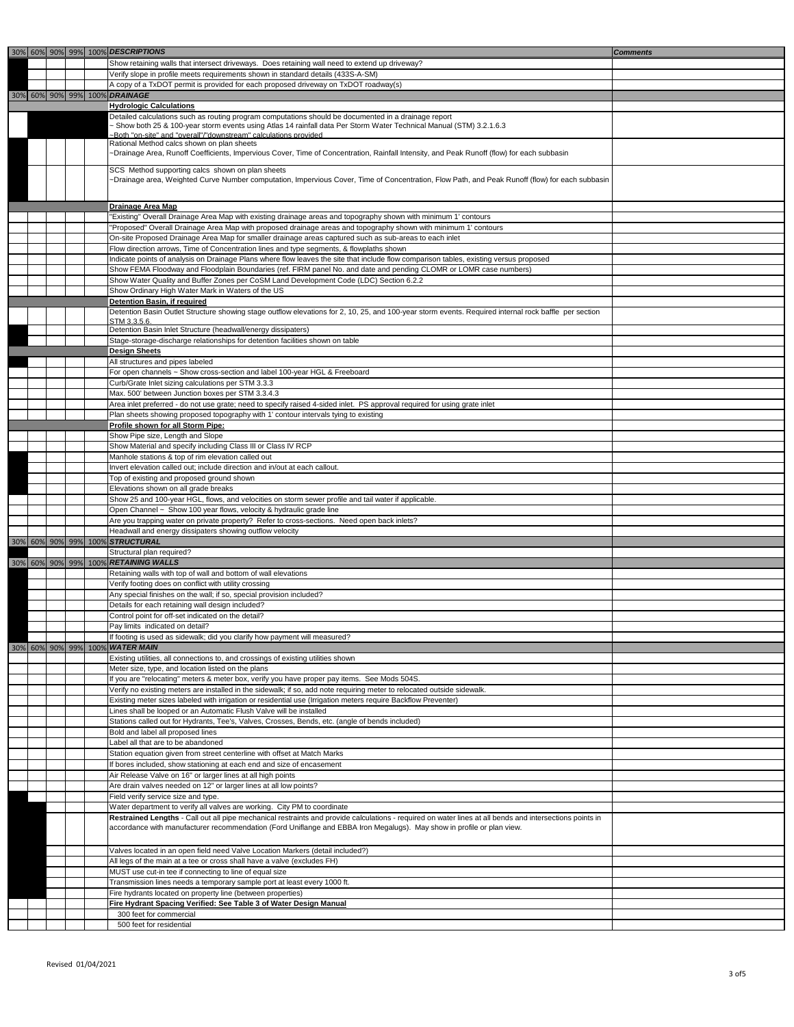| 30% | 60% | 90% | 99% | 100% | ***DESCRIPTIONS*** | ***Comments*** |
|---|---|---|---|---|---|---|
| | | | | | Show retaining walls that intersect driveways. Does retaining wall need to extend up driveway? | |
| | | | | | Verify slope in profile meets requirements shown in standard details (433S-A-SM) | |
| | | | | | A copy of a TxDOT permit is provided for each proposed driveway on TxDOT roadway(s) | |
| 30% | 60% | 90% | 99% | 100% | ***DRAINAGE*** | |
| | | | | | **Hydrologic Calculations** | |
| | | | | | Detailed calculations such as routing program computations should be documented in a drainage report<br>~ Show both 25 & 100-year storm events using Atlas 14 rainfall data Per Storm Water Technical Manual (STM) 3.2.1.6.3<br>~Both "on-site" and "overall"/"downstream" calculations provided | |
| | | | | | Rational Method calcs shown on plan sheets<br>~Drainage Area, Runoff Coefficients, Impervious Cover, Time of Concentration, Rainfall Intensity, and Peak Runoff (flow) for each subbasin | |
| | | | | | SCS Method supporting calcs shown on plan sheets<br>~Drainage area, Weighted Curve Number computation, Impervious Cover, Time of Concentration, Flow Path, and Peak Runoff (flow) for each subbasin | |
| | | | | | **Drainage Area Map** | |
| | | | | | "Existing" Overall Drainage Area Map with existing drainage areas and topography shown with minimum 1' contours | |
| | | | | | "Proposed" Overall Drainage Area Map with proposed drainage areas and topography shown with minimum 1' contours | |
| | | | | | On-site Proposed Drainage Area Map for smaller drainage areas captured such as sub-areas to each inlet | |
| | | | | | Flow direction arrows, Time of Concentration lines and type segments, & flowplaths shown | |
| | | | | | Indicate points of analysis on Drainage Plans where flow leaves the site that include flow comparison tables, existing versus proposed | |
| | | | | | Show FEMA Floodway and Floodplain Boundaries (ref. FIRM panel No. and date and pending CLOMR or LOMR case numbers) | |
| | | | | | Show Water Quality and Buffer Zones per CoSM Land Development Code (LDC) Section 6.2.2 | |
| | | | | | Show Ordinary High Water Mark in Waters of the US | |
| | | | | | **Detention Basin, if required** | |
| | | | | | Detention Basin Outlet Structure showing stage outflow elevations for 2, 10, 25, and 100-year storm events. Required internal rock baffle per section STM 3.3.5.6. | |
| | | | | | Detention Basin Inlet Structure (headwall/energy dissipaters) | |
| | | | | | Stage-storage-discharge relationships for detention facilities shown on table | |
| | | | | | **Design Sheets** | |
| | | | | | All structures and pipes labeled | |
| | | | | | For open channels ~ Show cross-section and label 100-year HGL & Freeboard | |
| | | | | | Curb/Grate Inlet sizing calculations per STM 3.3.3 | |
| | | | | | Max. 500' between Junction boxes per STM 3.3.4.3 | |
| | | | | | Area inlet preferred - do not use grate; need to specify raised 4-sided inlet. PS approval required for using grate inlet | |
| | | | | | Plan sheets showing proposed topography with 1' contour intervals tying to existing | |
| | | | | | **Profile shown for all Storm Pipe:** | |
| | | | | | Show Pipe size, Length and Slope | |
| | | | | | Show Material and specify including Class III or Class IV RCP | |
| | | | | | Manhole stations & top of rim elevation called out | |
| | | | | | Invert elevation called out; include direction and in/out at each callout. | |
| | | | | | Top of existing and proposed ground shown | |
| | | | | | Elevations shown on all grade breaks | |
| | | | | | Show 25 and 100-year HGL, flows, and velocities on storm sewer profile and tail water if applicable. | |
| | | | | | Open Channel ~ Show 100 year flows, velocity & hydraulic grade line | |
| | | | | | Are you trapping water on private property? Refer to cross-sections. Need open back inlets? | |
| | | | | | Headwall and energy dissipaters showing outflow velocity | |
| 30% | 60% | 90% | 99% | 100% | ***STRUCTURAL*** | |
| | | | | | Structural plan required? | |
| 30% | 60% | 90% | 99% | 100% | ***RETAINING WALLS*** | |
| | | | | | Retaining walls with top of wall and bottom of wall elevations | |
| | | | | | Verify footing does on conflict with utility crossing | |
| | | | | | Any special finishes on the wall; if so, special provision included? | |
| | | | | | Details for each retaining wall design included? | |
| | | | | | Control point for off-set indicated on the detail? | |
| | | | | | Pay limits indicated on detail? | |
| | | | | | If footing is used as sidewalk; did you clarify how payment will measured? | |
| 30% | 60% | 90% | 99% | 100% | ***WATER MAIN*** | |
| | | | | | Existing utilities, all connections to, and crossings of existing utilities shown | |
| | | | | | Meter size, type, and location listed on the plans | |
| | | | | | If you are "relocating" meters & meter box, verify you have proper pay items. See Mods 504S. | |
| | | | | | Verify no existing meters are installed in the sidewalk; if so, add note requiring meter to relocated outside sidewalk. | |
| | | | | | Existing meter sizes labeled with irrigation or residential use (Irrigation meters require Backflow Preventer) | |
| | | | | | Lines shall be looped or an Automatic Flush Valve will be installed | |
| | | | | | Stations called out for Hydrants, Tee's, Valves, Crosses, Bends, etc. (angle of bends included) | |
| | | | | | Bold and label all proposed lines | |
| | | | | | Label all that are to be abandoned | |
| | | | | | Station equation given from street centerline with offset at Match Marks | |
| | | | | | If bores included, show stationing at each end and size of encasement | |
| | | | | | Air Release Valve on 16" or larger lines at all high points | |
| | | | | | Are drain valves needed on 12" or larger lines at all low points? | |
| | | | | | Field verify service size and type. | |
| | | | | | Water department to verify all valves are working. City PM to coordinate | |
| | | | | | **Restrained Lengths** - Call out all pipe mechanical restraints and provide calculations - required on water lines at all bends and intersections points in accordance with manufacturer recommendation (Ford Uniflange and EBBA Iron Megalugs). May show in profile or plan view. | |
| | | | | | Valves located in an open field need Valve Location Markers (detail included?) | |
| | | | | | All legs of the main at a tee or cross shall have a valve (excludes FH) | |
| | | | | | MUST use cut-in tee if connecting to line of equal size | |
| | | | | | Transmission lines needs a temporary sample port at least every 1000 ft. | |
| | | | | | Fire hydrants located on property line (between properties) | |
| | | | | | **Fire Hydrant Spacing Verified: See Table 3 of Water Design Manual** | |
| | | | | | 300 feet for commercial | |
| | | | | | 500 feet for residential | |

Revised 01/04/2021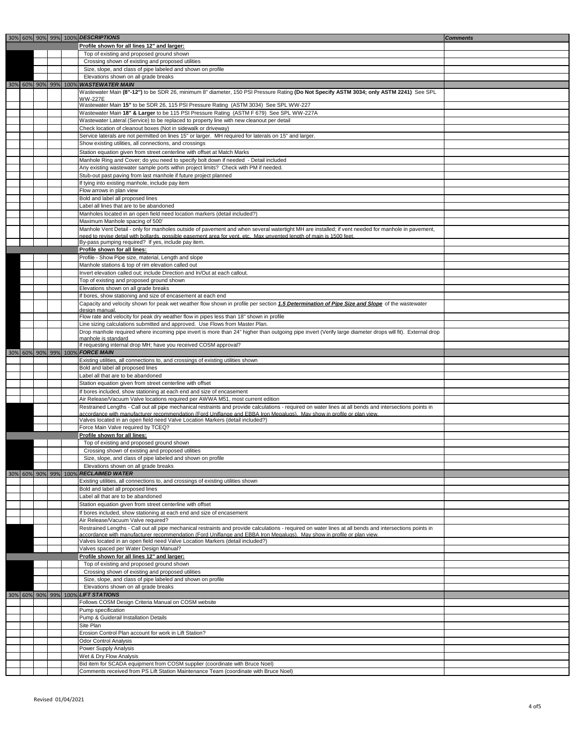| 30% | 60% | 90% | 99% | 100% | DESCRIPTIONS | Comments |
|---|---|---|---|---|---|---|
| | | | | | **Profile shown for all lines 12" and larger:** | |
| | | | | | Top of existing and proposed ground shown | |
| | | | | | Crossing shown of existing and proposed utilities | |
| | | | | | Size, slope, and class of pipe labeled and shown on profile | |
| | | | | | Elevations shown on all grade breaks | |
| 30% | 60% | 90% | 99% | 100% | ***WASTEWATER MAIN*** | |
| | | | | | Wastewater Main **(8"-12")** to be SDR 26, minimum 8" diameter, 150 PSI Pressure Rating **(Do Not Specify ASTM 3034; only ASTM 2241)** See SPL WW-227E | |
| | | | | | Wastewater Main **15"** to be SDR 26, 115 PSI Pressure Rating (ASTM 3034) See SPL WW-227 | |
| | | | | | Wastewater Main **18" & Larger** to be 115 PSI Pressure Rating (ASTM F 679) See SPL WW-227A | |
| | | | | | Wastewater Lateral (Service) to be replaced to property line with new cleanout per detail | |
| | | | | | Check location of cleanout boxes (Not in sidewalk or driveway) | |
| | | | | | Service laterals are not permitted on lines 15" or larger. MH required for laterals on 15" and larger. | |
| | | | | | Show existing utilities, all connections, and crossings | |
| | | | | | Station equation given from street centerline with offset at Match Marks | |
| | | | | | Manhole Ring and Cover; do you need to specify bolt down if needed - Detail included | |
| | | | | | Any existing wastewater sample ports within project limits? Check with PM if needed. | |
| | | | | | Stub-out past paving from last manhole if future project planned | |
| | | | | | If tying into existing manhole, include pay item | |
| | | | | | Flow arrows in plan view | |
| | | | | | Bold and label all proposed lines | |
| | | | | | Label all lines that are to be abandoned | |
| | | | | | Manholes located in an open field need location markers (detail included?) | |
| | | | | | Maximum Manhole spacing of 500' | |
| | | | | | Manhole Vent Detail - only for manholes outside of pavement and when several watertight MH are installed; if vent needed for manhole in pavement, need to revise detail with bollards, possible easement area for vent, etc. Max unvented length of main is 1500 feet. | |
| | | | | | By-pass pumping required? If yes, include pay item. | |
| | | | | | **Profile shown for all lines:** | |
| | | | | | Profile - Show Pipe size, material, Length and slope | |
| | | | | | Manhole stations & top of rim elevation called out | |
| | | | | | Invert elevation called out; include Direction and In/Out at each callout. | |
| | | | | | Top of existing and proposed ground shown | |
| | | | | | Elevations shown on all grade breaks | |
| | | | | | If bores, show stationing and size of encasement at each end | |
| | | | | | Capacity and velocity shown for peak wet weather flow shown in profile per section ***1.5 Determination of Pipe Size and Slope*** of the wastewater design manual. | |
| | | | | | Flow rate and velocity for peak dry weather flow in pipes less than 18" shown in profile | |
| | | | | | Line sizing calculations submitted and approved. Use Flows from Master Plan. | |
| | | | | | Drop manhole required where incoming pipe invert is more than 24" higher than outgoing pipe invert (Verify large diameter drops will fit). External drop manhole is standard | |
| | | | | | If requesting internal drop MH; have you received COSM approval? | |
| 30% | 60% | 90% | 99% | 100% | ***FORCE MAIN*** | |
| | | | | | Existing utilities, all connections to, and crossings of existing utilities shown | |
| | | | | | Bold and label all proposed lines | |
| | | | | | Label all that are to be abandoned | |
| | | | | | Station equation given from street centerline with offset | |
| | | | | | If bores included, show stationing at each end and size of encasement | |
| | | | | | Air Release/Vacuum Valve locations required per AWWA M51, most current edition | |
| | | | | | Restrained Lengths - Call out all pipe mechanical restraints and provide calculations - required on water lines at all bends and intersections points in accordance with manufacturer recommendation (Ford Uniflange and EBBA Iron Megalugs). May show in profile or plan view. | |
| | | | | | Valves located in an open field need Valve Location Markers (detail included?) | |
| | | | | | Force Main Valve required by TCEQ? | |
| | | | | | **Profile shown for all lines:** | |
| | | | | | Top of existing and proposed ground shown | |
| | | | | | Crossing shown of existing and proposed utilities | |
| | | | | | Size, slope, and class of pipe labeled and shown on profile | |
| | | | | | Elevations shown on all grade breaks | |
| 30% | 60% | 90% | 99% | 100% | ***RECLAIMED WATER*** | |
| | | | | | Existing utilities, all connections to, and crossings of existing utilities shown | |
| | | | | | Bold and label all proposed lines | |
| | | | | | Label all that are to be abandoned | |
| | | | | | Station equation given from street centerline with offset | |
| | | | | | If bores included, show stationing at each end and size of encasement | |
| | | | | | Air Release/Vacuum Valve required? | |
| | | | | | Restrained Lengths - Call out all pipe mechanical restraints and provide calculations - required on water lines at all bends and intersections points in accordance with manufacturer recommendation (Ford Uniflange and EBBA Iron Megalugs). May show in profile or plan view. | |
| | | | | | Valves located in an open field need Valve Location Markers (detail included?) | |
| | | | | | Valves spaced per Water Design Manual? | |
| | | | | | **Profile shown for all lines 12" and larger:** | |
| | | | | | Top of existing and proposed ground shown | |
| | | | | | Crossing shown of existing and proposed utilities | |
| | | | | | Size, slope, and class of pipe labeled and shown on profile | |
| | | | | | Elevations shown on all grade breaks | |
| 30% | 60% | 90% | 99% | 100% | ***LIFT STATIONS*** | |
| | | | | | Follows COSM Design Criteria Manual on COSM website | |
| | | | | | Pump specification | |
| | | | | | Pump & Guiderail Installation Details | |
| | | | | | Site Plan | |
| | | | | | Erosion Control Plan account for work in Lift Station? | |
| | | | | | Odor Control Analysis | |
| | | | | | Power Supply Analysis | |
| | | | | | Wet & Dry Flow Analysis | |
| | | | | | Bid item for SCADA equipment from COSM supplier (coordinate with Bruce Noel) | |
| | | | | | Comments received from PS Lift Station Maintenance Team (coordinate with Bruce Noel) | |

Revised 01/04/2021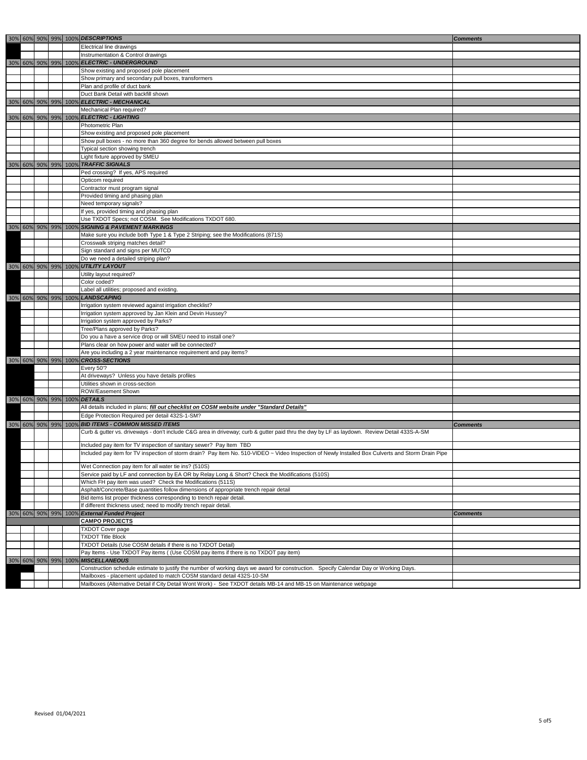| 30% | 60% | 90% | 99% | 100% | ***DESCRIPTIONS*** | ***Comments*** |
|---|---|---|---|---|---|---|
| | | | | | Electrical line drawings | |
| | | | | | Instrumentation & Control drawings | |
| 30% | 60% | 90% | 99% | 100% | ***ELECTRIC - UNDERGROUND*** | |
| | | | | | Show existing and proposed pole placement | |
| | | | | | Show primary and secondary pull boxes, transformers | |
| | | | | | Plan and profile of duct bank | |
| | | | | | Duct Bank Detail with backfill shown | |
| 30% | 60% | 90% | 99% | 100% | ***ELECTRIC - MECHANICAL*** | |
| | | | | | Mechanical Plan required? | |
| 30% | 60% | 90% | 99% | 100% | ***ELECTRIC - LIGHTING*** | |
| | | | | | Photometric Plan | |
| | | | | | Show existing and proposed pole placement | |
| | | | | | Show pull boxes - no more than 360 degree for bends allowed between pull boxes | |
| | | | | | Typical section showing trench | |
| | | | | | Light fixture approved by SMEU | |
| 30% | 60% | 90% | 99% | 100% | ***TRAFFIC SIGNALS*** | |
| | | | | | Ped crossing? If yes, APS required | |
| | | | | | Opticom required | |
| | | | | | Contractor must program signal | |
| | | | | | Provided timing and phasing plan | |
| | | | | | Need temporary signals? | |
| | | | | | If yes, provided timing and phasing plan | |
| | | | | | Use TXDOT Specs; not COSM. See Modifications TXDOT 680. | |
| 30% | 60% | 90% | 99% | 100% | ***SIGNING & PAVEMENT MARKINGS*** | |
| | | | | | Make sure you include both Type 1 & Type 2 Striping; see the Modifications (871S) | |
| | | | | | Crosswalk striping matches detail? | |
| | | | | | Sign standard and signs per MUTCD | |
| | | | | | Do we need a detailed striping plan? | |
| 30% | 60% | 90% | 99% | 100% | ***UTILITY LAYOUT*** | |
| | | | | | Utility layout required? | |
| | | | | | Color coded? | |
| | | | | | Label all utilities; proposed and existing. | |
| 30% | 60% | 90% | 99% | 100% | ***LANDSCAPING*** | |
| | | | | | Irrigation system reviewed against irrigation checklist? | |
| | | | | | Irrigation system approved by Jan Klein and Devin Hussey? | |
| | | | | | Irrigation system approved by Parks? | |
| | | | | | Tree/Plans approved by Parks? | |
| | | | | | Do you a have a service drop or will SMEU need to install one? | |
| | | | | | Plans clear on how power and water will be connected? | |
| | | | | | Are you including a 2 year maintenance requirement and pay items? | |
| 30% | 60% | 90% | 99% | 100% | ***CROSS-SECTIONS*** | |
| | | | | | Every 50'? | |
| | | | | | At driveways? Unless you have details profiles | |
| | | | | | Utilities shown in cross-section | |
| | | | | | ROW/Easement Shown | |
| 30% | 60% | 90% | 99% | 100% | ***DETAILS*** | |
| | | | | | All details included in plans; ***<u>fill out checklist on COSM website under "Standard Details"</u>*** | |
| | | | | | Edge Protection Required per detail 432S-1-SM? | |
| 30% | 60% | 90% | 99% | 100% | ***BID ITEMS - COMMON MISSED ITEMS*** | ***Comments*** |
| | | | | | Curb & gutter vs. driveways - don't include C&G area in driveway; curb & gutter paid thru the dwy by LF as laydown. Review Detail 433S-A-SM | |
| | | | | | Included pay item for TV inspection of sanitary sewer? Pay Item TBD | |
| | | | | | Included pay item for TV inspection of storm drain? Pay Item No. 510-VIDEO ~ Video Inspection of Newly Installed Box Culverts and Storm Drain Pipe | |
| | | | | | Wet Connection pay item for all water tie ins? (510S) | |
| | | | | | Service paid by LF and connection by EA OR by Relay Long & Short? Check the Modifications (510S) | |
| | | | | | Which FH pay item was used? Check the Modifications (511S) | |
| | | | | | Asphalt/Concrete/Base quantities follow dimensions of appropriate trench repair detail | |
| | | | | | Bid items list proper thickness corresponding to trench repair detail. | |
| | | | | | If different thickness used; need to modify trench repair detail. | |
| 30% | 60% | 90% | 99% | 100% | ***External Funded Project*** | ***Comments*** |
| | | | | | **<u>CAMPO PROJECTS</u>** | |
| | | | | | TXDOT Cover page | |
| | | | | | TXDOT Title Block | |
| | | | | | TXDOT Details (Use COSM details if there is no TXDOT Detail) | |
| | | | | | Pay Items - Use TXDOT Pay items ( (Use COSM pay items if there is no TXDOT pay item) | |
| 30% | 60% | 90% | 99% | 100% | ***MISCELLANEOUS*** | |
| | | | | | Construction schedule estimate to justify the number of working days we award for construction. Specify Calendar Day or Working Days. | |
| | | | | | Mailboxes - placement updated to match COSM standard detail 432S-10-SM | |
| | | | | | Mailboxes (Alternative Detail if City Detail Wont Work) - See TXDOT details MB-14 and MB-15 on Maintenance webpage | |

Revised 01/04/2021